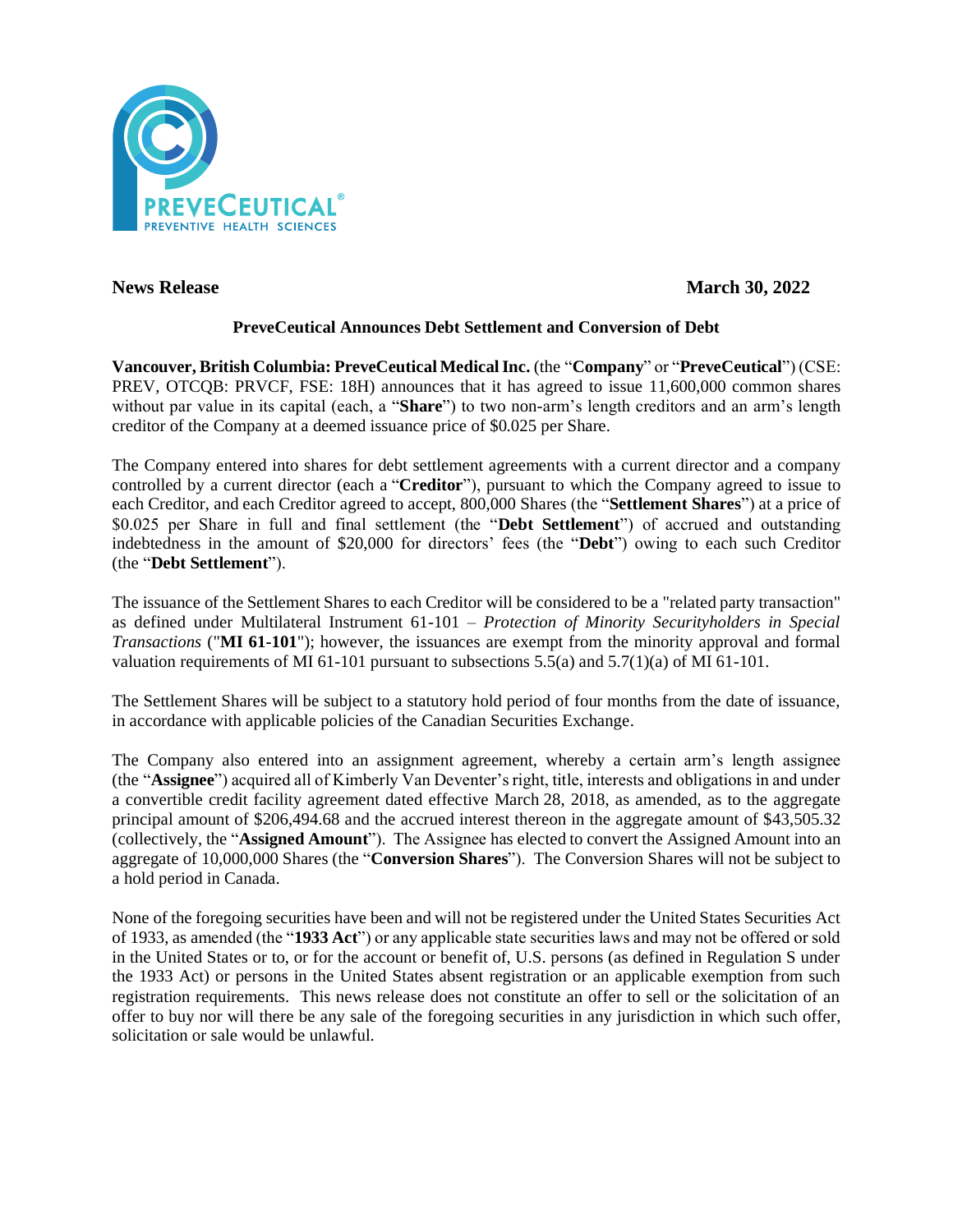**News Release** **March 30, 2022**

## PreveCeutical Announces Debt Settlement and Conversion of Debt

**Vancouver, British Columbia: PreveCeutical Medical Inc.** (the "**Company**" or "**PreveCeutical**") (CSE: PREV, OTCQB: PRVCF, FSE: 18H) announces that it has agreed to issue 11,600,000 common shares without par value in its capital (each, a "**Share**") to two non-arm's length creditors and an arm's length creditor of the Company at a deemed issuance price of $0.025 per Share.

The Company entered into shares for debt settlement agreements with a current director and a company controlled by a current director (each a "**Creditor**"), pursuant to which the Company agreed to issue to each Creditor, and each Creditor agreed to accept, 800,000 Shares (the "**Settlement Shares**") at a price of $0.025 per Share in full and final settlement (the "**Debt Settlement**") of accrued and outstanding indebtedness in the amount of $20,000 for directors' fees (the "**Debt**") owing to each such Creditor (the "**Debt Settlement**").

The issuance of the Settlement Shares to each Creditor will be considered to be a "related party transaction" as defined under Multilateral Instrument 61-101 – *Protection of Minority Securityholders in Special Transactions* ("**MI 61-101**"); however, the issuances are exempt from the minority approval and formal valuation requirements of MI 61-101 pursuant to subsections 5.5(a) and 5.7(1)(a) of MI 61-101.

The Settlement Shares will be subject to a statutory hold period of four months from the date of issuance, in accordance with applicable policies of the Canadian Securities Exchange.

The Company also entered into an assignment agreement, whereby a certain arm's length assignee (the "**Assignee**") acquired all of Kimberly Van Deventer's right, title, interests and obligations in and under a convertible credit facility agreement dated effective March 28, 2018, as amended, as to the aggregate principal amount of $206,494.68 and the accrued interest thereon in the aggregate amount of $43,505.32 (collectively, the "**Assigned Amount**"). The Assignee has elected to convert the Assigned Amount into an aggregate of 10,000,000 Shares (the "**Conversion Shares**"). The Conversion Shares will not be subject to a hold period in Canada.

None of the foregoing securities have been and will not be registered under the United States Securities Act of 1933, as amended (the "**1933 Act**") or any applicable state securities laws and may not be offered or sold in the United States or to, or for the account or benefit of, U.S. persons (as defined in Regulation S under the 1933 Act) or persons in the United States absent registration or an applicable exemption from such registration requirements. This news release does not constitute an offer to sell or the solicitation of an offer to buy nor will there be any sale of the foregoing securities in any jurisdiction in which such offer, solicitation or sale would be unlawful.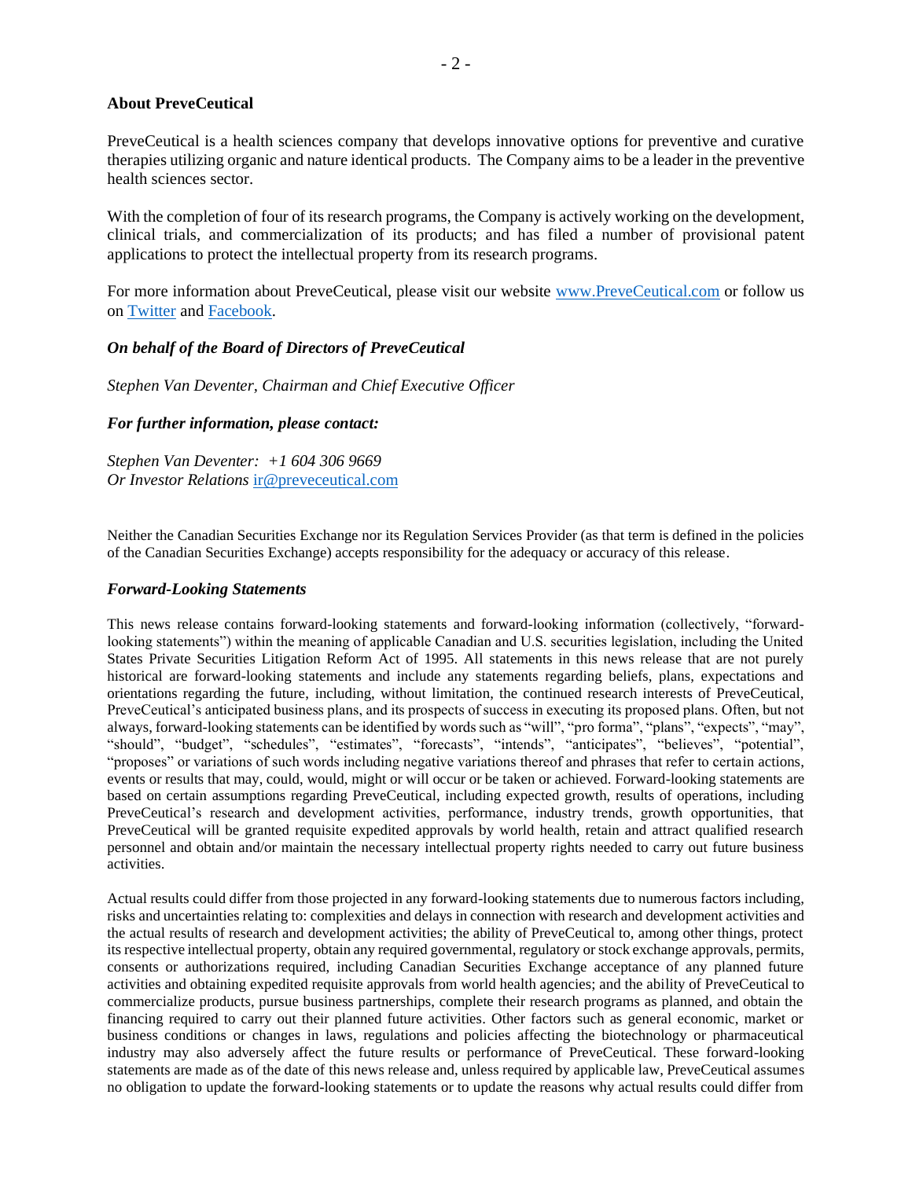**About PreveCeutical**

PreveCeutical is a health sciences company that develops innovative options for preventive and curative therapies utilizing organic and nature identical products. The Company aims to be a leader in the preventive health sciences sector.

With the completion of four of its research programs, the Company is actively working on the development, clinical trials, and commercialization of its products; and has filed a number of provisional patent applications to protect the intellectual property from its research programs.

For more information about PreveCeutical, please visit our website www.PreveCeutical.com or follow us on Twitter and Facebook.

***On behalf of the Board of Directors of PreveCeutical***

*Stephen Van Deventer, Chairman and Chief Executive Officer*

***For further information, please contact:***

*Stephen Van Deventer: +1 604 306 9669*
*Or Investor Relations* ir@preveceutical.com

Neither the Canadian Securities Exchange nor its Regulation Services Provider (as that term is defined in the policies of the Canadian Securities Exchange) accepts responsibility for the adequacy or accuracy of this release.

***Forward-Looking Statements***

This news release contains forward-looking statements and forward-looking information (collectively, "forward-looking statements") within the meaning of applicable Canadian and U.S. securities legislation, including the United States Private Securities Litigation Reform Act of 1995. All statements in this news release that are not purely historical are forward-looking statements and include any statements regarding beliefs, plans, expectations and orientations regarding the future, including, without limitation, the continued research interests of PreveCeutical, PreveCeutical's anticipated business plans, and its prospects of success in executing its proposed plans. Often, but not always, forward-looking statements can be identified by words such as "will", "pro forma", "plans", "expects", "may", "should", "budget", "schedules", "estimates", "forecasts", "intends", "anticipates", "believes", "potential", "proposes" or variations of such words including negative variations thereof and phrases that refer to certain actions, events or results that may, could, would, might or will occur or be taken or achieved. Forward-looking statements are based on certain assumptions regarding PreveCeutical, including expected growth, results of operations, including PreveCeutical's research and development activities, performance, industry trends, growth opportunities, that PreveCeutical will be granted requisite expedited approvals by world health, retain and attract qualified research personnel and obtain and/or maintain the necessary intellectual property rights needed to carry out future business activities.

Actual results could differ from those projected in any forward-looking statements due to numerous factors including, risks and uncertainties relating to: complexities and delays in connection with research and development activities and the actual results of research and development activities; the ability of PreveCeutical to, among other things, protect its respective intellectual property, obtain any required governmental, regulatory or stock exchange approvals, permits, consents or authorizations required, including Canadian Securities Exchange acceptance of any planned future activities and obtaining expedited requisite approvals from world health agencies; and the ability of PreveCeutical to commercialize products, pursue business partnerships, complete their research programs as planned, and obtain the financing required to carry out their planned future activities. Other factors such as general economic, market or business conditions or changes in laws, regulations and policies affecting the biotechnology or pharmaceutical industry may also adversely affect the future results or performance of PreveCeutical. These forward-looking statements are made as of the date of this news release and, unless required by applicable law, PreveCeutical assumes no obligation to update the forward-looking statements or to update the reasons why actual results could differ from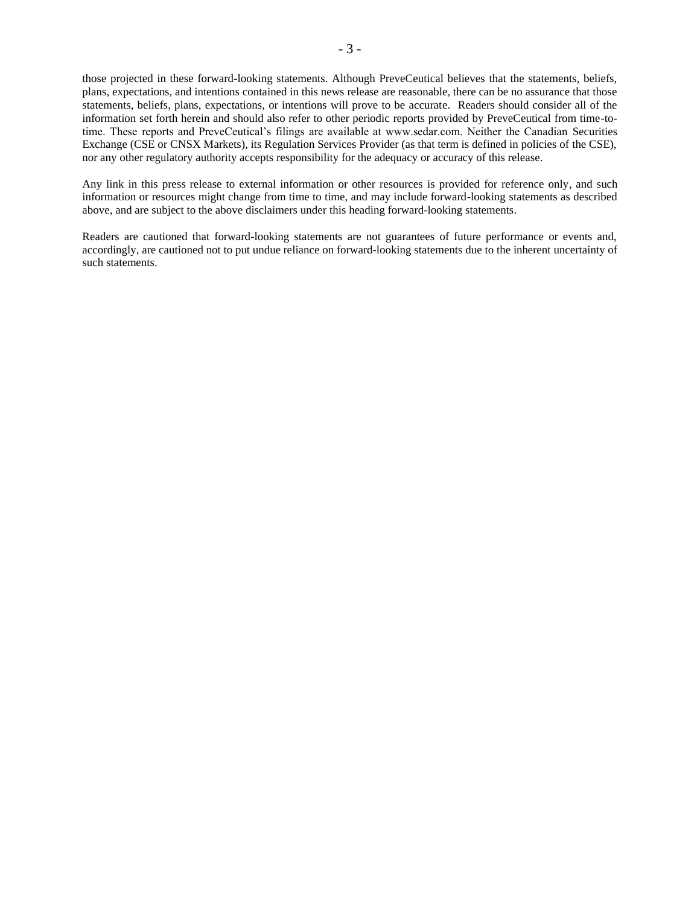those projected in these forward-looking statements. Although PreveCeutical believes that the statements, beliefs, plans, expectations, and intentions contained in this news release are reasonable, there can be no assurance that those statements, beliefs, plans, expectations, or intentions will prove to be accurate. Readers should consider all of the information set forth herein and should also refer to other periodic reports provided by PreveCeutical from time-to-time. These reports and PreveCeutical's filings are available at www.sedar.com. Neither the Canadian Securities Exchange (CSE or CNSX Markets), its Regulation Services Provider (as that term is defined in policies of the CSE), nor any other regulatory authority accepts responsibility for the adequacy or accuracy of this release.

Any link in this press release to external information or other resources is provided for reference only, and such information or resources might change from time to time, and may include forward-looking statements as described above, and are subject to the above disclaimers under this heading forward-looking statements.

Readers are cautioned that forward-looking statements are not guarantees of future performance or events and, accordingly, are cautioned not to put undue reliance on forward-looking statements due to the inherent uncertainty of such statements.